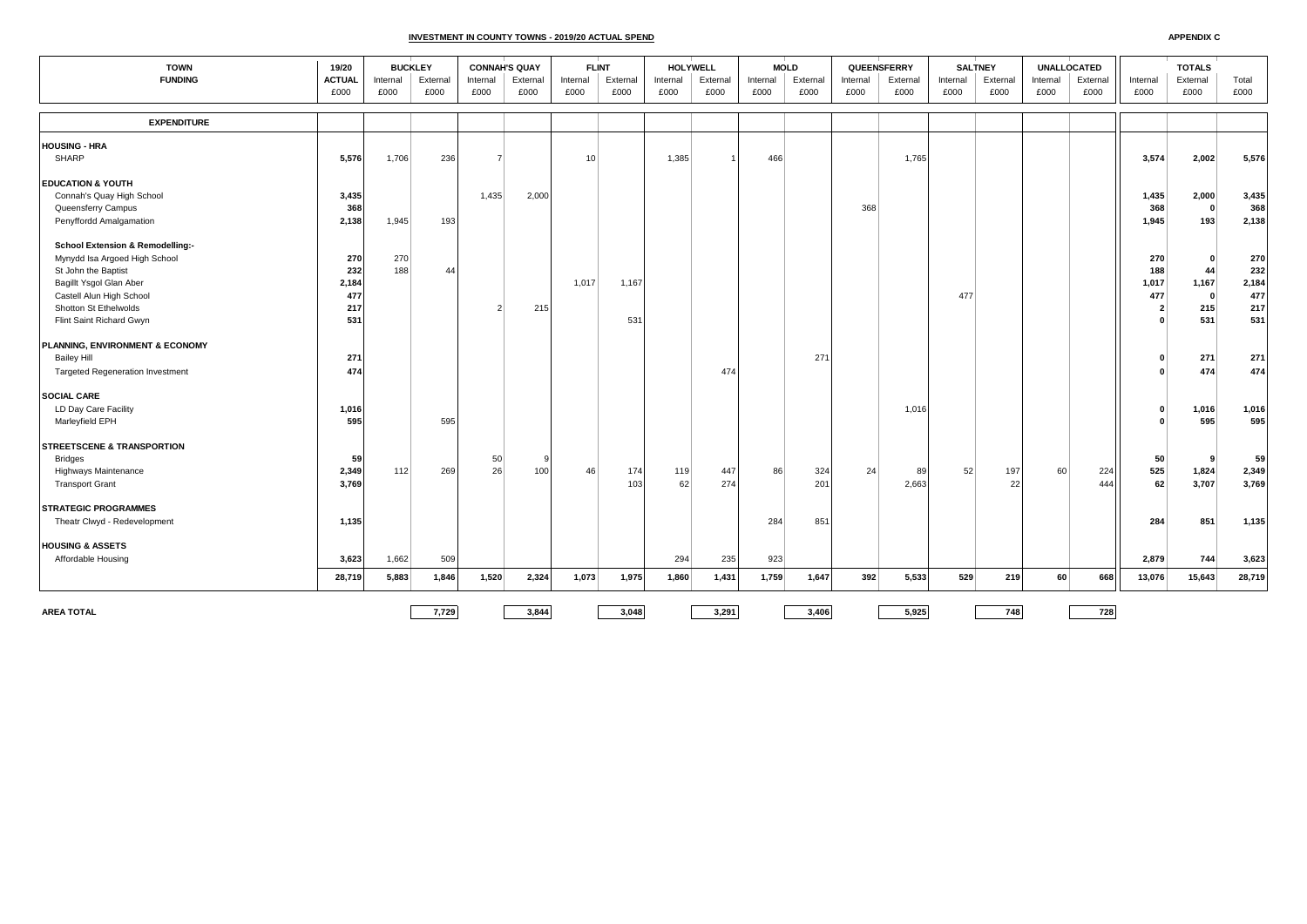**APPENDIX C**

# INVESTMENT IN COUNTY TOWNS - 2019/20 ACTUAL SPEND

| TOWN | 19/20 | BUCKLEY | | CONNAH'S QUAY | | FLINT | | HOLYWELL | | MOLD | | QUEENSFERRY | | SALTNEY | | UNALLOCATED | | TOTALS | | |
|---|---|---|---|---|---|---|---|---|---|---|---|---|---|---|---|---|---|---|---|---|
| FUNDING | ACTUAL £000 | Internal £000 | External £000 | Internal £000 | External £000 | Internal £000 | External £000 | Internal £000 | External £000 | Internal £000 | External £000 | Internal £000 | External £000 | Internal £000 | External £000 | Internal £000 | External £000 | Internal £000 | External £000 | Total £000 |
| **EXPENDITURE** | | | | | | | | | | | | | | | | | | | | |
| **HOUSING - HRA** | | | | | | | | | | | | | | | | | | | | |
| SHARP | **5,576** | 1,706 | 236 | 7 | | 10 | | 1,385 | 1 | 466 | | | 1,765 | | | | | **3,574** | **2,002** | **5,576** |
| **EDUCATION & YOUTH** | | | | | | | | | | | | | | | | | | | | |
| Connah's Quay High School | **3,435** | | | 1,435 | 2,000 | | | | | | | | | | | | | **1,435** | **2,000** | **3,435** |
| Queensferry Campus | **368** | | | | | | | | | | | 368 | | | | | | **368** | **0** | **368** |
| Penyffordd Amalgamation | **2,138** | 1,945 | 193 | | | | | | | | | | | | | | | **1,945** | **193** | **2,138** |
| **School Extension & Remodelling:-** | | | | | | | | | | | | | | | | | | | | |
| Mynydd Isa Argoed High School | **270** | 270 | | | | | | | | | | | | | | | | **270** | **0** | **270** |
| St John the Baptist | **232** | 188 | 44 | | | | | | | | | | | | | | | **188** | **44** | **232** |
| Bagillt Ysgol Glan Aber | **2,184** | | | | | 1,017 | 1,167 | | | | | | | | | | | **1,017** | **1,167** | **2,184** |
| Castell Alun High School | **477** | | | | | | | | | | | | | 477 | | | | **477** | **0** | **477** |
| Shotton St Ethelwolds | **217** | | | 2 | 215 | | | | | | | | | | | | | **2** | **215** | **217** |
| Flint Saint Richard Gwyn | **531** | | | | | | 531 | | | | | | | | | | | **0** | **531** | **531** |
| **PLANNING, ENVIRONMENT & ECONOMY** | | | | | | | | | | | | | | | | | | | | |
| Bailey Hill | **271** | | | | | | | | | | 271 | | | | | | | **0** | **271** | **271** |
| Targeted Regeneration Investment | **474** | | | | | | | | 474 | | | | | | | | | **0** | **474** | **474** |
| **SOCIAL CARE** | | | | | | | | | | | | | | | | | | | | |
| LD Day Care Facility | **1,016** | | | | | | | | | | | | 1,016 | | | | | **0** | **1,016** | **1,016** |
| Marleyfield EPH | **595** | | 595 | | | | | | | | | | | | | | | **0** | **595** | **595** |
| **STREETSCENE & TRANSPORTION** | | | | | | | | | | | | | | | | | | | | |
| Bridges | **59** | | | 50 | 9 | | | | | | | | | | | | | **50** | **9** | **59** |
| Highways Maintenance | **2,349** | 112 | 269 | 26 | 100 | 46 | 174 | 119 | 447 | 86 | 324 | 24 | 89 | 52 | 197 | 60 | 224 | **525** | **1,824** | **2,349** |
| Transport Grant | **3,769** | | | | | | 103 | 62 | 274 | | 201 | | 2,663 | | 22 | | 444 | **62** | **3,707** | **3,769** |
| **STRATEGIC PROGRAMMES** | | | | | | | | | | | | | | | | | | | | |
| Theatr Clwyd - Redevelopment | **1,135** | | | | | | | | | 284 | 851 | | | | | | | **284** | **851** | **1,135** |
| **HOUSING & ASSETS** | | | | | | | | | | | | | | | | | | | | |
| Affordable Housing | **3,623** | 1,662 | 509 | | | | | 294 | 235 | 923 | | | | | | | | **2,879** | **744** | **3,623** |
| | **28,719** | **5,883** | **1,846** | **1,520** | **2,324** | **1,073** | **1,975** | **1,860** | **1,431** | **1,759** | **1,647** | **392** | **5,533** | **529** | **219** | **60** | **668** | **13,076** | **15,643** | **28,719** |
| **AREA TOTAL** | | | **7,729** | | **3,844** | | **3,048** | | **3,291** | | **3,406** | | **5,925** | | **748** | | **728** | | | |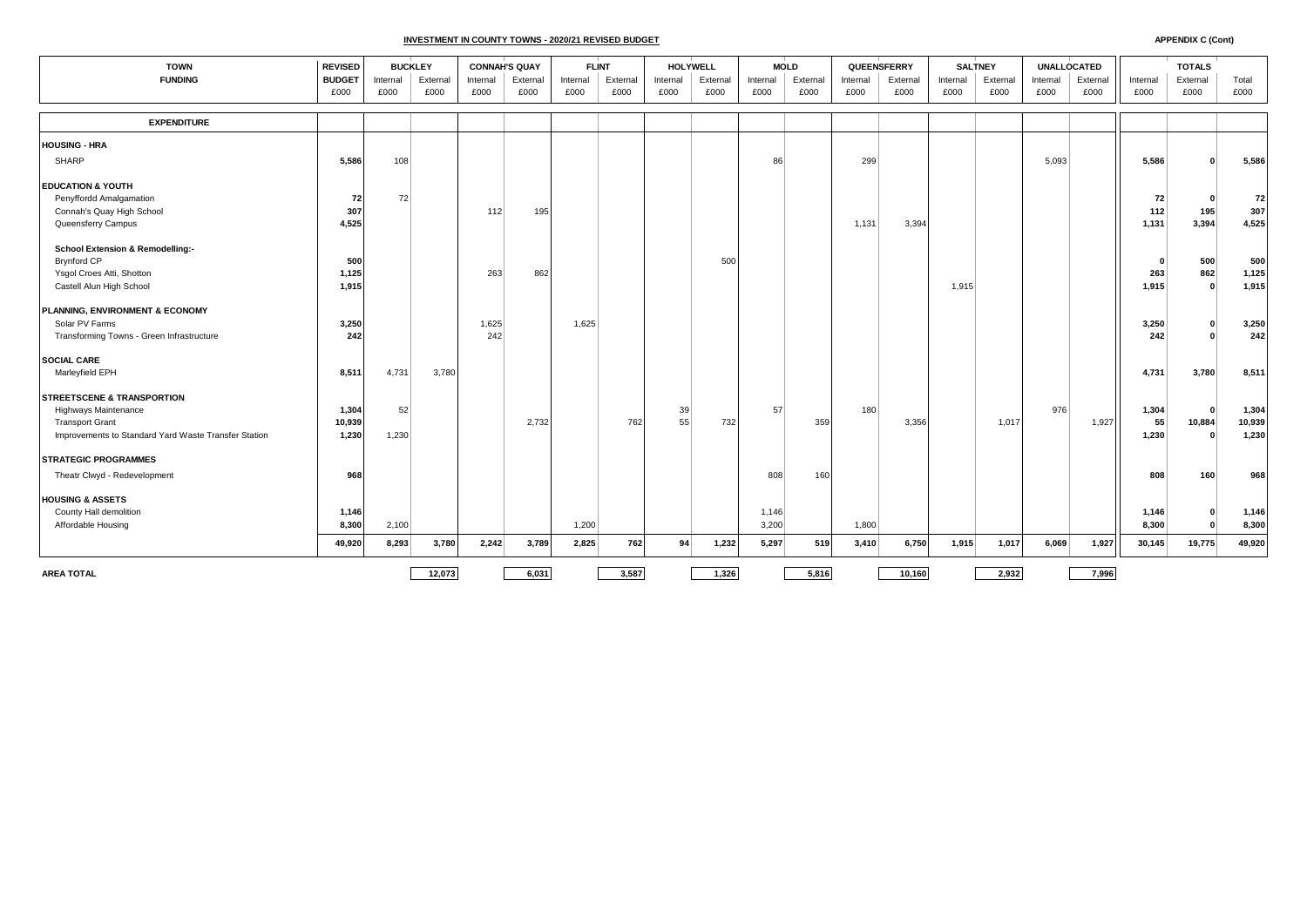# INVESTMENT IN COUNTY TOWNS - 2020/21 REVISED BUDGET

**APPENDIX C (Cont)**

| TOWN | REVISED | BUCKLEY | | CONNAH'S QUAY | | FLINT | | HOLYWELL | | MOLD | | QUEENSFERRY | | SALTNEY | | UNALLOCATED | | TOTALS | | |
|---|---|---|---|---|---|---|---|---|---|---|---|---|---|---|---|---|---|---|---|---|
| FUNDING | BUDGET £000 | Internal £000 | External £000 | Internal £000 | External £000 | Internal £000 | External £000 | Internal £000 | External £000 | Internal £000 | External £000 | Internal £000 | External £000 | Internal £000 | External £000 | Internal £000 | External £000 | Internal £000 | External £000 | Total £000 |
| **EXPENDITURE** | | | | | | | | | | | | | | | | | | | | |
| **HOUSING - HRA** | | | | | | | | | | | | | | | | | | | | |
| SHARP | **5,586** | 108 | | | | | | | | 86 | | 299 | | | | 5,093 | | **5,586** | **0** | **5,586** |
| **EDUCATION & YOUTH** | | | | | | | | | | | | | | | | | | | | |
| Penyffordd Amalgamation | **72** | 72 | | | | | | | | | | | | | | | | **72** | **0** | **72** |
| Connah's Quay High School | **307** | | | 112 | 195 | | | | | | | | | | | | | **112** | **195** | **307** |
| Queensferry Campus | **4,525** | | | | | | | | | | | 1,131 | 3,394 | | | | | **1,131** | **3,394** | **4,525** |
| **School Extension & Remodelling:-** | | | | | | | | | | | | | | | | | | | | |
| Brynford CP | **500** | | | | | | | | 500 | | | | | | | | | **0** | **500** | **500** |
| Ysgol Croes Atti, Shotton | **1,125** | | | 263 | 862 | | | | | | | | | | | | | **263** | **862** | **1,125** |
| Castell Alun High School | **1,915** | | | | | | | | | | | | | 1,915 | | | | **1,915** | **0** | **1,915** |
| **PLANNING, ENVIRONMENT & ECONOMY** | | | | | | | | | | | | | | | | | | | | |
| Solar PV Farms | **3,250** | | | 1,625 | | 1,625 | | | | | | | | | | | | **3,250** | **0** | **3,250** |
| Transforming Towns - Green Infrastructure | **242** | | | 242 | | | | | | | | | | | | | | **242** | **0** | **242** |
| **SOCIAL CARE** | | | | | | | | | | | | | | | | | | | | |
| Marleyfield EPH | **8,511** | 4,731 | 3,780 | | | | | | | | | | | | | | | **4,731** | **3,780** | **8,511** |
| **STREETSCENE & TRANSPORTION** | | | | | | | | | | | | | | | | | | | | |
| Highways Maintenance | **1,304** | 52 | | | | | | 39 | | 57 | | 180 | | | | 976 | | **1,304** | **0** | **1,304** |
| Transport Grant | **10,939** | | | | 2,732 | | 762 | 55 | 732 | | 359 | | 3,356 | | 1,017 | | 1,927 | **55** | **10,884** | **10,939** |
| Improvements to Standard Yard Waste Transfer Station | **1,230** | 1,230 | | | | | | | | | | | | | | | | **1,230** | **0** | **1,230** |
| **STRATEGIC PROGRAMMES** | | | | | | | | | | | | | | | | | | | | |
| Theatr Clwyd - Redevelopment | **968** | | | | | | | | | 808 | 160 | | | | | | | **808** | **160** | **968** |
| **HOUSING & ASSETS** | | | | | | | | | | | | | | | | | | | | |
| County Hall demolition | **1,146** | | | | | | | | | 1,146 | | | | | | | | **1,146** | **0** | **1,146** |
| Affordable Housing | **8,300** | 2,100 | | | | 1,200 | | | | 3,200 | | 1,800 | | | | | | **8,300** | **0** | **8,300** |
| | **49,920** | **8,293** | **3,780** | **2,242** | **3,789** | **2,825** | **762** | **94** | **1,232** | **5,297** | **519** | **3,410** | **6,750** | **1,915** | **1,017** | **6,069** | **1,927** | **30,145** | **19,775** | **49,920** |
| **AREA TOTAL** | | | **12,073** | | **6,031** | | **3,587** | | **1,326** | | **5,816** | | **10,160** | | **2,932** | | **7,996** | | | |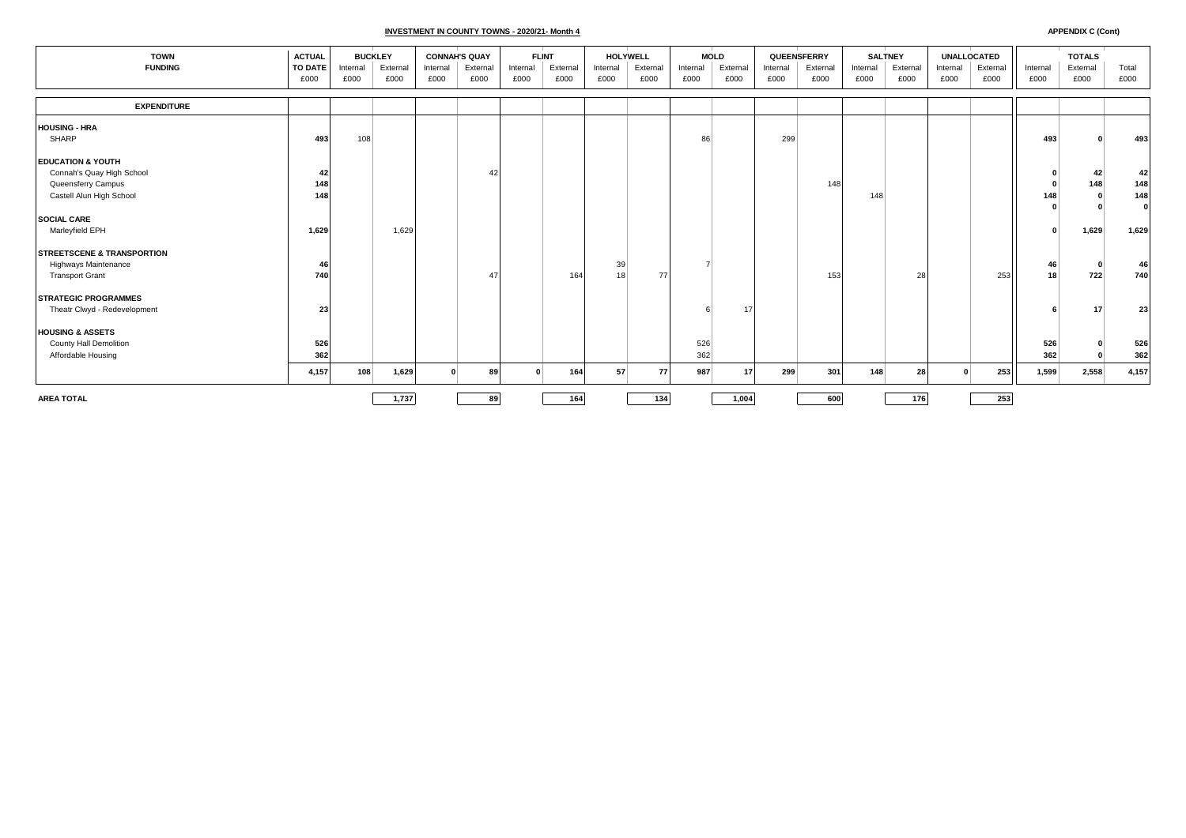**INVESTMENT IN COUNTY TOWNS - 2020/21- Month 4**

**APPENDIX C (Cont)**

| TOWN FUNDING | ACTUAL TO DATE £000 | BUCKLEY Internal £000 | BUCKLEY External £000 | CONNAH'S QUAY Internal £000 | CONNAH'S QUAY External £000 | FLINT Internal £000 | FLINT External £000 | HOLYWELL Internal £000 | HOLYWELL External £000 | MOLD Internal £000 | MOLD External £000 | QUEENSFERRY Internal £000 | QUEENSFERRY External £000 | SALTNEY Internal £000 | SALTNEY External £000 | UNALLOCATED Internal £000 | UNALLOCATED External £000 | TOTALS Internal £000 | TOTALS External £000 | TOTALS Total £000 |
|---|---|---|---|---|---|---|---|---|---|---|---|---|---|---|---|---|---|---|---|---|
| **EXPENDITURE** | | | | | | | | | | | | | | | | | | | | |
| **HOUSING - HRA** | | | | | | | | | | | | | | | | | | | | |
| SHARP | **493** | 108 | | | | | | | | 86 | | 299 | | | | | | **493** | **0** | **493** |
| **EDUCATION & YOUTH** | | | | | | | | | | | | | | | | | | | | |
| Connah's Quay High School | **42** | | | | 42 | | | | | | | | | | | | | **0** | **42** | **42** |
| Queensferry Campus | **148** | | | | | | | | | | | | 148 | | | | | **0** | **148** | **148** |
| Castell Alun High School | **148** | | | | | | | | | | | | | 148 | | | | **148** | **0** | **148** |
| | | | | | | | | | | | | | | | | | | **0** | **0** | **0** |
| **SOCIAL CARE** | | | | | | | | | | | | | | | | | | | | |
| Marleyfield EPH | **1,629** | | 1,629 | | | | | | | | | | | | | | | **0** | **1,629** | **1,629** |
| **STREETSCENE & TRANSPORTION** | | | | | | | | | | | | | | | | | | | | |
| Highways Maintenance | **46** | | | | | | | 39 | | 7 | | | | | | | | **46** | **0** | **46** |
| Transport Grant | **740** | | | | 47 | | 164 | 18 | 77 | | | | 153 | | 28 | | 253 | **18** | **722** | **740** |
| **STRATEGIC PROGRAMMES** | | | | | | | | | | | | | | | | | | | | |
| Theatr Clwyd - Redevelopment | **23** | | | | | | | | | 6 | 17 | | | | | | | **6** | **17** | **23** |
| **HOUSING & ASSETS** | | | | | | | | | | | | | | | | | | | | |
| County Hall Demolition | **526** | | | | | | | | | 526 | | | | | | | | **526** | **0** | **526** |
| Affordable Housing | **362** | | | | | | | | | 362 | | | | | | | | **362** | **0** | **362** |
| | **4,157** | **108** | **1,629** | **0** | **89** | **0** | **164** | **57** | **77** | **987** | **17** | **299** | **301** | **148** | **28** | **0** | **253** | **1,599** | **2,558** | **4,157** |
| **AREA TOTAL** | | | **1,737** | | **89** | | **164** | | **134** | | **1,004** | | **600** | | **176** | | **253** | | | |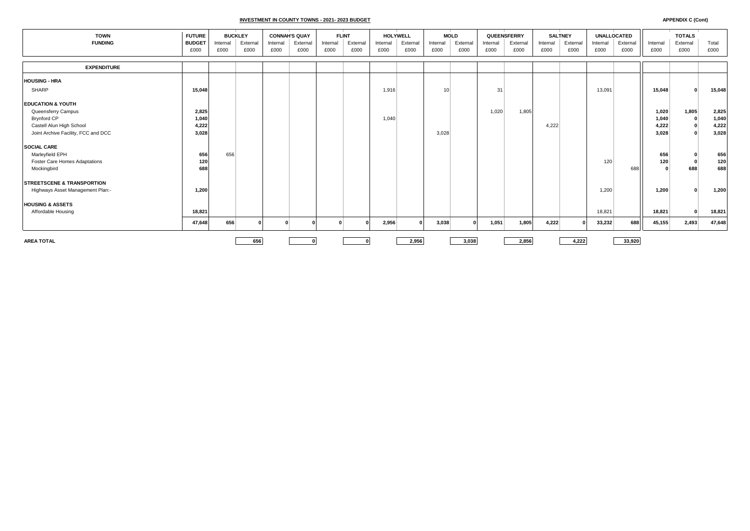**INVESTMENT IN COUNTY TOWNS - 2021- 2023 BUDGET**

**APPENDIX C (Cont)**

| TOWN | FUTURE | BUCKLEY | | CONNAH'S QUAY | | FLINT | | HOLYWELL | | MOLD | | QUEENSFERRY | | SALTNEY | | UNALLOCATED | | TOTALS | | |
|---|---|---|---|---|---|---|---|---|---|---|---|---|---|---|---|---|---|---|---|---|
| FUNDING | BUDGET | Internal | External | Internal | External | Internal | External | Internal | External | Internal | External | Internal | External | Internal | External | Internal | External | Internal | External | Total |
| | £000 | £000 | £000 | £000 | £000 | £000 | £000 | £000 | £000 | £000 | £000 | £000 | £000 | £000 | £000 | £000 | £000 | £000 | £000 | £000 |
| **EXPENDITURE** | | | | | | | | | | | | | | | | | | | | |
| **HOUSING - HRA** | | | | | | | | | | | | | | | | | | | | |
| SHARP | 15,048 | | | | | | | 1,916 | | 10 | | 31 | | | | 13,091 | | 15,048 | 0 | 15,048 |
| **EDUCATION & YOUTH** | | | | | | | | | | | | | | | | | | | | |
| Queensferry Campus | 2,825 | | | | | | | | | | | 1,020 | 1,805 | | | | | 1,020 | 1,805 | 2,825 |
| Brynford CP | 1,040 | | | | | | | 1,040 | | | | | | | | | | 1,040 | 0 | 1,040 |
| Castell Alun High School | 4,222 | | | | | | | | | | | | | 4,222 | | | | 4,222 | 0 | 4,222 |
| Joint Archive Facility, FCC and DCC | 3,028 | | | | | | | | | 3,028 | | | | | | | | 3,028 | 0 | 3,028 |
| **SOCIAL CARE** | | | | | | | | | | | | | | | | | | | | |
| Marleyfield EPH | 656 | 656 | | | | | | | | | | | | | | | | 656 | 0 | 656 |
| Foster Care Homes Adaptations | 120 | | | | | | | | | | | | | | | 120 | | 120 | 0 | 120 |
| Mockingbird | 688 | | | | | | | | | | | | | | | | 688 | 0 | 688 | 688 |
| **STREETSCENE & TRANSPORTION** | | | | | | | | | | | | | | | | | | | | |
| Highways Asset Management Plan:- | 1,200 | | | | | | | | | | | | | | | 1,200 | | 1,200 | 0 | 1,200 |
| **HOUSING & ASSETS** | | | | | | | | | | | | | | | | | | | | |
| Affordable Housing | 18,821 | | | | | | | | | | | | | | | 18,821 | | 18,821 | 0 | 18,821 |
| | 47,648 | 656 | 0 | 0 | 0 | 0 | 0 | 2,956 | 0 | 3,038 | 0 | 1,051 | 1,805 | 4,222 | 0 | 33,232 | 688 | 45,155 | 2,493 | 47,648 |
| **AREA TOTAL** | | | 656 | | 0 | | 0 | | 2,956 | | 3,038 | | 2,856 | | 4,222 | | 33,920 | | | |